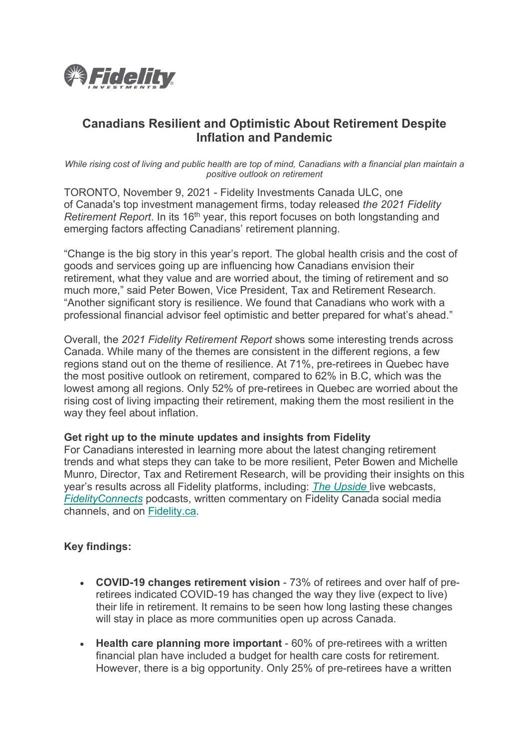# Canadians Resilient and Optimistic About Retirement Despite Inflation and Pandemic

*While rising cost of living and public health are top of mind, Canadians with a financial plan maintain a positive outlook on retirement*

TORONTO, November 9, 2021 - Fidelity Investments Canada ULC, one of Canada's top investment management firms, today released *the 2021 Fidelity Retirement Report*. In its 16th year, this report focuses on both longstanding and emerging factors affecting Canadians' retirement planning.

"Change is the big story in this year's report. The global health crisis and the cost of goods and services going up are influencing how Canadians envision their retirement, what they value and are worried about, the timing of retirement and so much more," said Peter Bowen, Vice President, Tax and Retirement Research. "Another significant story is resilience. We found that Canadians who work with a professional financial advisor feel optimistic and better prepared for what's ahead."

Overall, the *2021 Fidelity Retirement Report* shows some interesting trends across Canada. While many of the themes are consistent in the different regions, a few regions stand out on the theme of resilience. At 71%, pre-retirees in Quebec have the most positive outlook on retirement, compared to 62% in B.C, which was the lowest among all regions. Only 52% of pre-retirees in Quebec are worried about the rising cost of living impacting their retirement, making them the most resilient in the way they feel about inflation.

**Get right up to the minute updates and insights from Fidelity**

For Canadians interested in learning more about the latest changing retirement trends and what steps they can take to be more resilient, Peter Bowen and Michelle Munro, Director, Tax and Retirement Research, will be providing their insights on this year's results across all Fidelity platforms, including: *The Upside* live webcasts, *FidelityConnects* podcasts, written commentary on Fidelity Canada social media channels, and on Fidelity.ca.

**Key findings:**

- **COVID-19 changes retirement vision** - 73% of retirees and over half of pre-retirees indicated COVID-19 has changed the way they live (expect to live) their life in retirement. It remains to be seen how long lasting these changes will stay in place as more communities open up across Canada.
- **Health care planning more important** - 60% of pre-retirees with a written financial plan have included a budget for health care costs for retirement. However, there is a big opportunity. Only 25% of pre-retirees have a written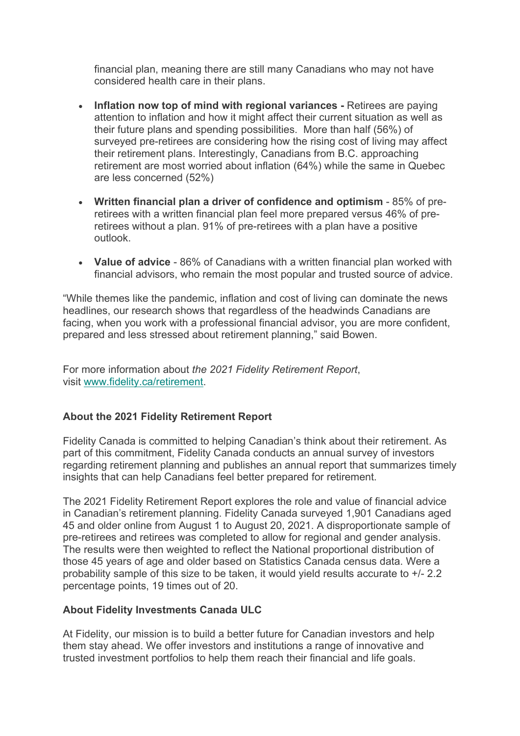financial plan, meaning there are still many Canadians who may not have considered health care in their plans.

- **Inflation now top of mind with regional variances -** Retirees are paying attention to inflation and how it might affect their current situation as well as their future plans and spending possibilities. More than half (56%) of surveyed pre-retirees are considering how the rising cost of living may affect their retirement plans. Interestingly, Canadians from B.C. approaching retirement are most worried about inflation (64%) while the same in Quebec are less concerned (52%)
- **Written financial plan a driver of confidence and optimism** - 85% of pre-retirees with a written financial plan feel more prepared versus 46% of pre-retirees without a plan. 91% of pre-retirees with a plan have a positive outlook.
- **Value of advice** - 86% of Canadians with a written financial plan worked with financial advisors, who remain the most popular and trusted source of advice.

"While themes like the pandemic, inflation and cost of living can dominate the news headlines, our research shows that regardless of the headwinds Canadians are facing, when you work with a professional financial advisor, you are more confident, prepared and less stressed about retirement planning," said Bowen.

For more information about *the 2021 Fidelity Retirement Report*, visit [www.fidelity.ca/retirement](www.fidelity.ca/retirement).

**About the 2021 Fidelity Retirement Report**

Fidelity Canada is committed to helping Canadian's think about their retirement. As part of this commitment, Fidelity Canada conducts an annual survey of investors regarding retirement planning and publishes an annual report that summarizes timely insights that can help Canadians feel better prepared for retirement.

The 2021 Fidelity Retirement Report explores the role and value of financial advice in Canadian's retirement planning. Fidelity Canada surveyed 1,901 Canadians aged 45 and older online from August 1 to August 20, 2021. A disproportionate sample of pre-retirees and retirees was completed to allow for regional and gender analysis. The results were then weighted to reflect the National proportional distribution of those 45 years of age and older based on Statistics Canada census data. Were a probability sample of this size to be taken, it would yield results accurate to +/- 2.2 percentage points, 19 times out of 20.

**About Fidelity Investments Canada ULC**

At Fidelity, our mission is to build a better future for Canadian investors and help them stay ahead. We offer investors and institutions a range of innovative and trusted investment portfolios to help them reach their financial and life goals.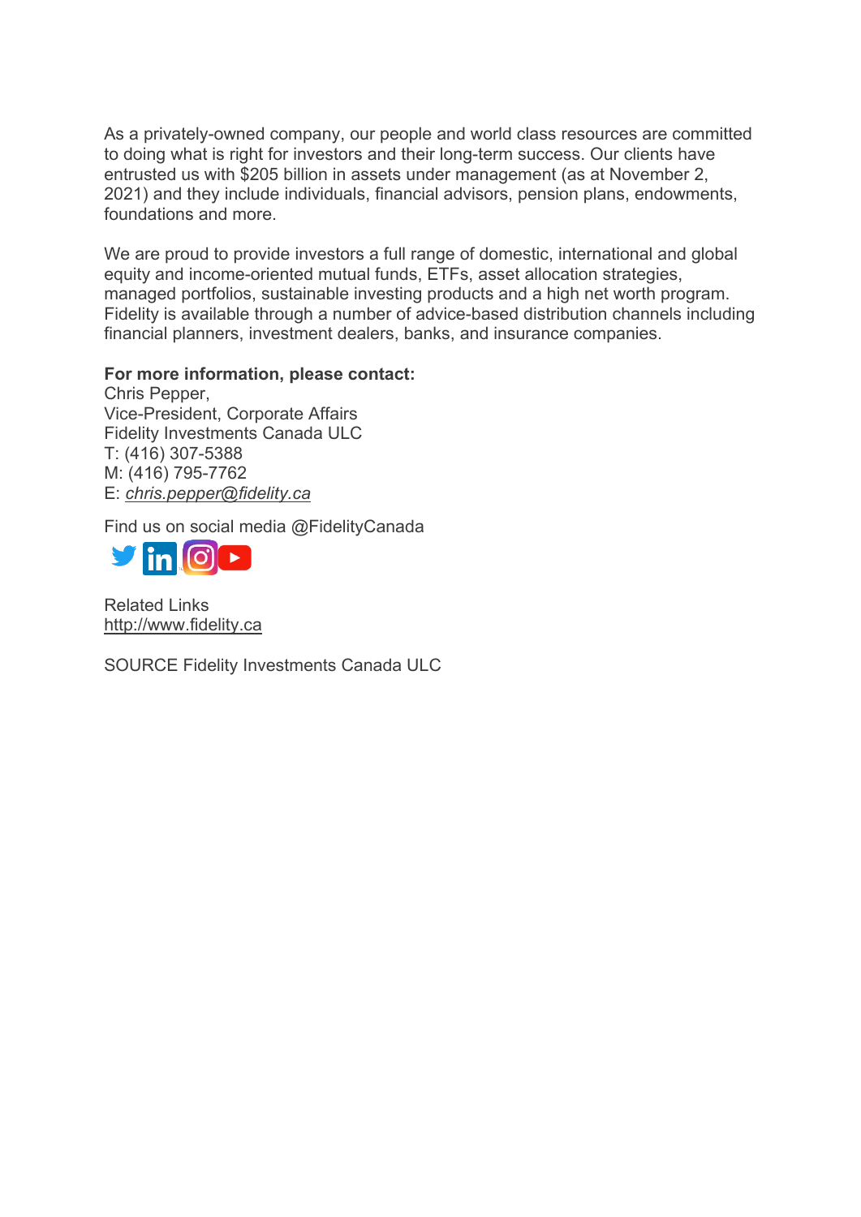As a privately-owned company, our people and world class resources are committed to doing what is right for investors and their long-term success. Our clients have entrusted us with $205 billion in assets under management (as at November 2, 2021) and they include individuals, financial advisors, pension plans, endowments, foundations and more.

We are proud to provide investors a full range of domestic, international and global equity and income-oriented mutual funds, ETFs, asset allocation strategies, managed portfolios, sustainable investing products and a high net worth program. Fidelity is available through a number of advice-based distribution channels including financial planners, investment dealers, banks, and insurance companies.

**For more information, please contact:**
Chris Pepper,
Vice-President, Corporate Affairs
Fidelity Investments Canada ULC
T: (416) 307-5388
M: (416) 795-7762
E: *chris.pepper@fidelity.ca*

Find us on social media @FidelityCanada

Related Links
http://www.fidelity.ca

SOURCE Fidelity Investments Canada ULC